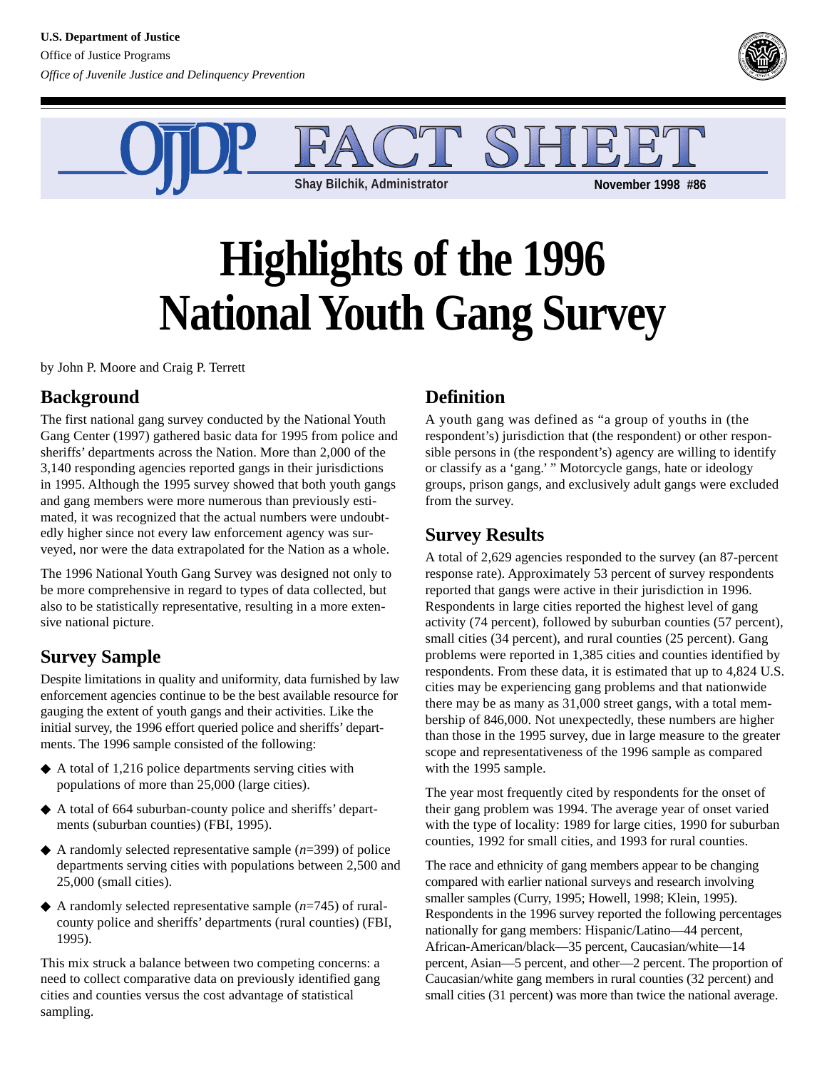U.S. Department of Justice

Office of Justice Programs

*Office of Juvenile Justice and Delinquency Prevention*

OJJDP FACT SHEET

Shay Bilchik, Administrator

November 1998 #86

# Highlights of the 1996 National Youth Gang Survey

by John P. Moore and Craig P. Terrett

## Background

The first national gang survey conducted by the National Youth Gang Center (1997) gathered basic data for 1995 from police and sheriffs' departments across the Nation. More than 2,000 of the 3,140 responding agencies reported gangs in their jurisdictions in 1995. Although the 1995 survey showed that both youth gangs and gang members were more numerous than previously estimated, it was recognized that the actual numbers were undoubtedly higher since not every law enforcement agency was surveyed, nor were the data extrapolated for the Nation as a whole.

The 1996 National Youth Gang Survey was designed not only to be more comprehensive in regard to types of data collected, but also to be statistically representative, resulting in a more extensive national picture.

## Survey Sample

Despite limitations in quality and uniformity, data furnished by law enforcement agencies continue to be the best available resource for gauging the extent of youth gangs and their activities. Like the initial survey, the 1996 effort queried police and sheriffs' departments. The 1996 sample consisted of the following:

- A total of 1,216 police departments serving cities with populations of more than 25,000 (large cities).
- A total of 664 suburban-county police and sheriffs' departments (suburban counties) (FBI, 1995).
- A randomly selected representative sample (*n*=399) of police departments serving cities with populations between 2,500 and 25,000 (small cities).
- A randomly selected representative sample (*n*=745) of rural-county police and sheriffs' departments (rural counties) (FBI, 1995).

This mix struck a balance between two competing concerns: a need to collect comparative data on previously identified gang cities and counties versus the cost advantage of statistical sampling.

## Definition

A youth gang was defined as "a group of youths in (the respondent's) jurisdiction that (the respondent) or other responsible persons in (the respondent's) agency are willing to identify or classify as a 'gang.' " Motorcycle gangs, hate or ideology groups, prison gangs, and exclusively adult gangs were excluded from the survey.

## Survey Results

A total of 2,629 agencies responded to the survey (an 87-percent response rate). Approximately 53 percent of survey respondents reported that gangs were active in their jurisdiction in 1996. Respondents in large cities reported the highest level of gang activity (74 percent), followed by suburban counties (57 percent), small cities (34 percent), and rural counties (25 percent). Gang problems were reported in 1,385 cities and counties identified by respondents. From these data, it is estimated that up to 4,824 U.S. cities may be experiencing gang problems and that nationwide there may be as many as 31,000 street gangs, with a total membership of 846,000. Not unexpectedly, these numbers are higher than those in the 1995 survey, due in large measure to the greater scope and representativeness of the 1996 sample as compared with the 1995 sample.

The year most frequently cited by respondents for the onset of their gang problem was 1994. The average year of onset varied with the type of locality: 1989 for large cities, 1990 for suburban counties, 1992 for small cities, and 1993 for rural counties.

The race and ethnicity of gang members appear to be changing compared with earlier national surveys and research involving smaller samples (Curry, 1995; Howell, 1998; Klein, 1995). Respondents in the 1996 survey reported the following percentages nationally for gang members: Hispanic/Latino—44 percent, African-American/black—35 percent, Caucasian/white—14 percent, Asian—5 percent, and other—2 percent. The proportion of Caucasian/white gang members in rural counties (32 percent) and small cities (31 percent) was more than twice the national average.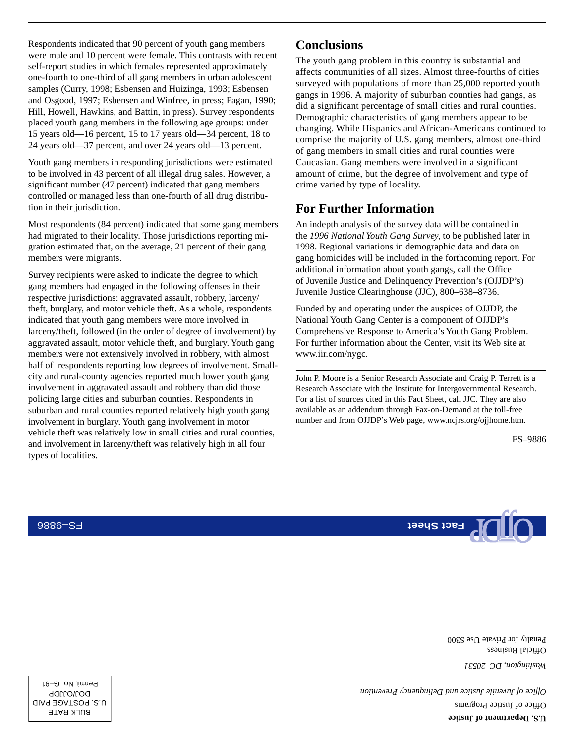Respondents indicated that 90 percent of youth gang members were male and 10 percent were female. This contrasts with recent self-report studies in which females represented approximately one-fourth to one-third of all gang members in urban adolescent samples (Curry, 1998; Esbensen and Huizinga, 1993; Esbensen and Osgood, 1997; Esbensen and Winfree, in press; Fagan, 1990; Hill, Howell, Hawkins, and Battin, in press). Survey respondents placed youth gang members in the following age groups: under 15 years old—16 percent, 15 to 17 years old—34 percent, 18 to 24 years old—37 percent, and over 24 years old—13 percent.

Youth gang members in responding jurisdictions were estimated to be involved in 43 percent of all illegal drug sales. However, a significant number (47 percent) indicated that gang members controlled or managed less than one-fourth of all drug distribution in their jurisdiction.

Most respondents (84 percent) indicated that some gang members had migrated to their locality. Those jurisdictions reporting migration estimated that, on the average, 21 percent of their gang members were migrants.

Survey recipients were asked to indicate the degree to which gang members had engaged in the following offenses in their respective jurisdictions: aggravated assault, robbery, larceny/theft, burglary, and motor vehicle theft. As a whole, respondents indicated that youth gang members were more involved in larceny/theft, followed (in the order of degree of involvement) by aggravated assault, motor vehicle theft, and burglary. Youth gang members were not extensively involved in robbery, with almost half of respondents reporting low degrees of involvement. Small-city and rural-county agencies reported much lower youth gang involvement in aggravated assault and robbery than did those policing large cities and suburban counties. Respondents in suburban and rural counties reported relatively high youth gang involvement in burglary. Youth gang involvement in motor vehicle theft was relatively low in small cities and rural counties, and involvement in larceny/theft was relatively high in all four types of localities.

## Conclusions

The youth gang problem in this country is substantial and affects communities of all sizes. Almost three-fourths of cities surveyed with populations of more than 25,000 reported youth gangs in 1996. A majority of suburban counties had gangs, as did a significant percentage of small cities and rural counties. Demographic characteristics of gang members appear to be changing. While Hispanics and African-Americans continued to comprise the majority of U.S. gang members, almost one-third of gang members in small cities and rural counties were Caucasian. Gang members were involved in a significant amount of crime, but the degree of involvement and type of crime varied by type of locality.

## For Further Information

An indepth analysis of the survey data will be contained in the *1996 National Youth Gang Survey*, to be published later in 1998. Regional variations in demographic data and data on gang homicides will be included in the forthcoming report. For additional information about youth gangs, call the Office of Juvenile Justice and Delinquency Prevention's (OJJDP's) Juvenile Justice Clearinghouse (JJC), 800–638–8736.

Funded by and operating under the auspices of OJJDP, the National Youth Gang Center is a component of OJJDP's Comprehensive Response to America's Youth Gang Problem. For further information about the Center, visit its Web site at www.iir.com/nygc.

---

John P. Moore is a Senior Research Associate and Craig P. Terrett is a Research Associate with the Institute for Intergovernmental Research. For a list of sources cited in this Fact Sheet, call JJC. They are also available as an addendum through Fax-on-Demand at the toll-free number and from OJJDP's Web page, www.ncjrs.org/ojjhome.htm.

FS–9886

OJJDP Fact Sheet FS–9886

**U.S. Department of Justice**

Office of Justice Programs

*Office of Juvenile Justice and Delinquency Prevention*

*Washington, DC 20531*

Official Business
Penalty for Private Use $300

BULK RATE
U.S. POSTAGE PAID
DOJ/OJJDP
Permit No. G–91